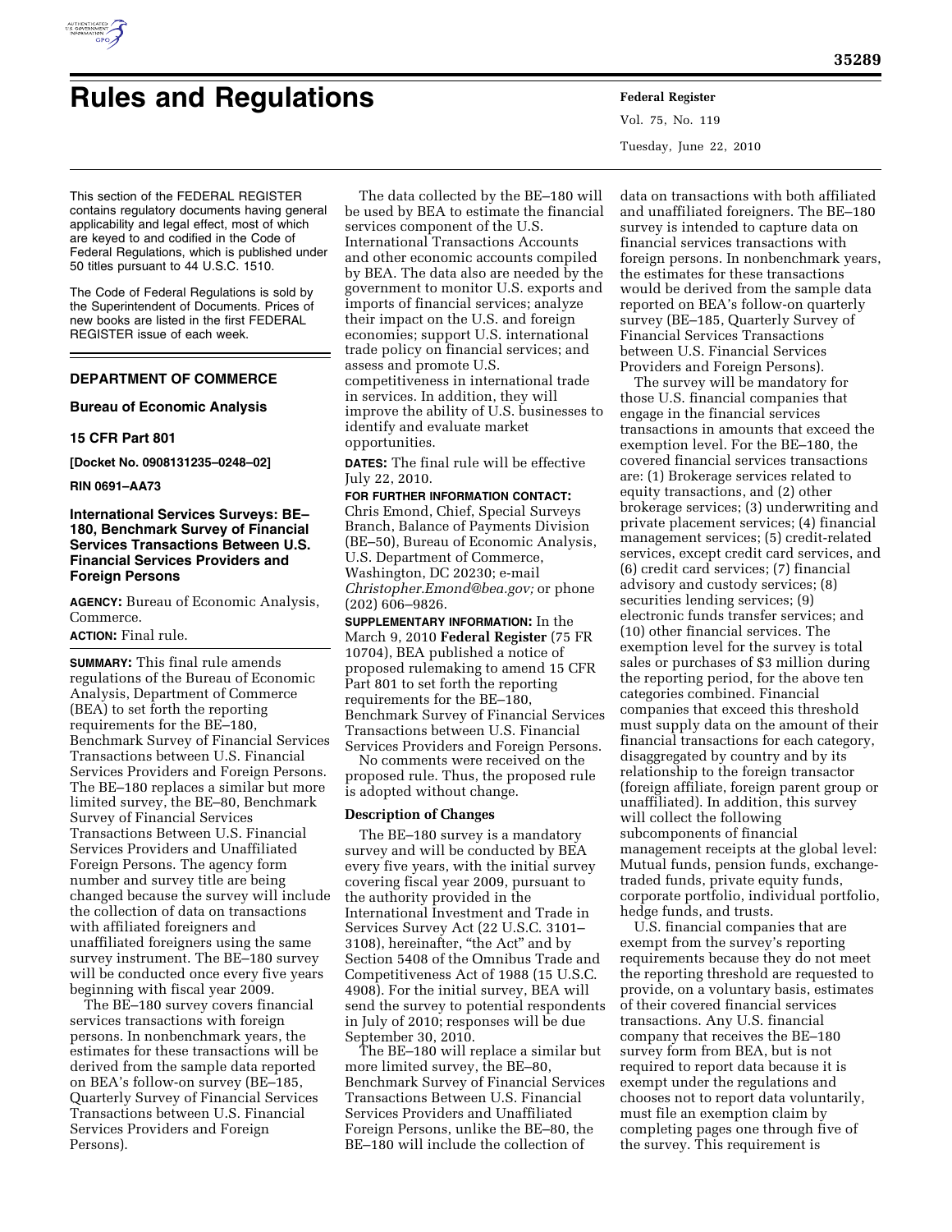# Rules and Regulations

This section of the FEDERAL REGISTER contains regulatory documents having general applicability and legal effect, most of which are keyed to and codified in the Code of Federal Regulations, which is published under 50 titles pursuant to 44 U.S.C. 1510.

The Code of Federal Regulations is sold by the Superintendent of Documents. Prices of new books are listed in the first FEDERAL REGISTER issue of each week.

## DEPARTMENT OF COMMERCE

### Bureau of Economic Analysis

### 15 CFR Part 801

**[Docket No. 0908131235–0248–02]**

**RIN 0691–AA73**

### International Services Surveys: BE–180, Benchmark Survey of Financial Services Transactions Between U.S. Financial Services Providers and Foreign Persons

**AGENCY:** Bureau of Economic Analysis, Commerce.

**ACTION:** Final rule.

**SUMMARY:** This final rule amends regulations of the Bureau of Economic Analysis, Department of Commerce (BEA) to set forth the reporting requirements for the BE–180, Benchmark Survey of Financial Services Transactions between U.S. Financial Services Providers and Foreign Persons. The BE–180 replaces a similar but more limited survey, the BE–80, Benchmark Survey of Financial Services Transactions Between U.S. Financial Services Providers and Unaffiliated Foreign Persons. The agency form number and survey title are being changed because the survey will include the collection of data on transactions with affiliated foreigners and unaffiliated foreigners using the same survey instrument. The BE–180 survey will be conducted once every five years beginning with fiscal year 2009.

The BE–180 survey covers financial services transactions with foreign persons. In nonbenchmark years, the estimates for these transactions will be derived from the sample data reported on BEA's follow-on survey (BE–185, Quarterly Survey of Financial Services Transactions between U.S. Financial Services Providers and Foreign Persons).

The data collected by the BE–180 will be used by BEA to estimate the financial services component of the U.S. International Transactions Accounts and other economic accounts compiled by BEA. The data also are needed by the government to monitor U.S. exports and imports of financial services; analyze their impact on the U.S. and foreign economies; support U.S. international trade policy on financial services; and assess and promote U.S. competitiveness in international trade in services. In addition, they will improve the ability of U.S. businesses to identify and evaluate market opportunities.

**DATES:** The final rule will be effective July 22, 2010.

**FOR FURTHER INFORMATION CONTACT:** Chris Emond, Chief, Special Surveys Branch, Balance of Payments Division (BE–50), Bureau of Economic Analysis, U.S. Department of Commerce, Washington, DC 20230; e-mail *Christopher.Emond@bea.gov;* or phone (202) 606–9826.

**SUPPLEMENTARY INFORMATION:** In the March 9, 2010 **Federal Register** (75 FR 10704), BEA published a notice of proposed rulemaking to amend 15 CFR Part 801 to set forth the reporting requirements for the BE–180, Benchmark Survey of Financial Services Transactions between U.S. Financial Services Providers and Foreign Persons.

No comments were received on the proposed rule. Thus, the proposed rule is adopted without change.

**Description of Changes**

The BE–180 survey is a mandatory survey and will be conducted by BEA every five years, with the initial survey covering fiscal year 2009, pursuant to the authority provided in the International Investment and Trade in Services Survey Act (22 U.S.C. 3101–3108), hereinafter, "the Act" and by Section 5408 of the Omnibus Trade and Competitiveness Act of 1988 (15 U.S.C. 4908). For the initial survey, BEA will send the survey to potential respondents in July of 2010; responses will be due September 30, 2010.

The BE–180 will replace a similar but more limited survey, the BE–80, Benchmark Survey of Financial Services Transactions Between U.S. Financial Services Providers and Unaffiliated Foreign Persons, unlike the BE–80, the BE–180 will include the collection of data on transactions with both affiliated and unaffiliated foreigners. The BE–180 survey is intended to capture data on financial services transactions with foreign persons. In nonbenchmark years, the estimates for these transactions would be derived from the sample data reported on BEA's follow-on quarterly survey (BE–185, Quarterly Survey of Financial Services Transactions between U.S. Financial Services Providers and Foreign Persons).

The survey will be mandatory for those U.S. financial companies that engage in the financial services transactions in amounts that exceed the exemption level. For the BE–180, the covered financial services transactions are: (1) Brokerage services related to equity transactions, and (2) other brokerage services; (3) underwriting and private placement services; (4) financial management services; (5) credit-related services, except credit card services, and (6) credit card services; (7) financial advisory and custody services; (8) securities lending services; (9) electronic funds transfer services; and (10) other financial services. The exemption level for the survey is total sales or purchases of $3 million during the reporting period, for the above ten categories combined. Financial companies that exceed this threshold must supply data on the amount of their financial transactions for each category, disaggregated by country and by its relationship to the foreign transactor (foreign affiliate, foreign parent group or unaffiliated). In addition, this survey will collect the following subcomponents of financial management receipts at the global level: Mutual funds, pension funds, exchange-traded funds, private equity funds, corporate portfolio, individual portfolio, hedge funds, and trusts.

U.S. financial companies that are exempt from the survey's reporting requirements because they do not meet the reporting threshold are requested to provide, on a voluntary basis, estimates of their covered financial services transactions. Any U.S. financial company that receives the BE–180 survey form from BEA, but is not required to report data because it is exempt under the regulations and chooses not to report data voluntarily, must file an exemption claim by completing pages one through five of the survey. This requirement is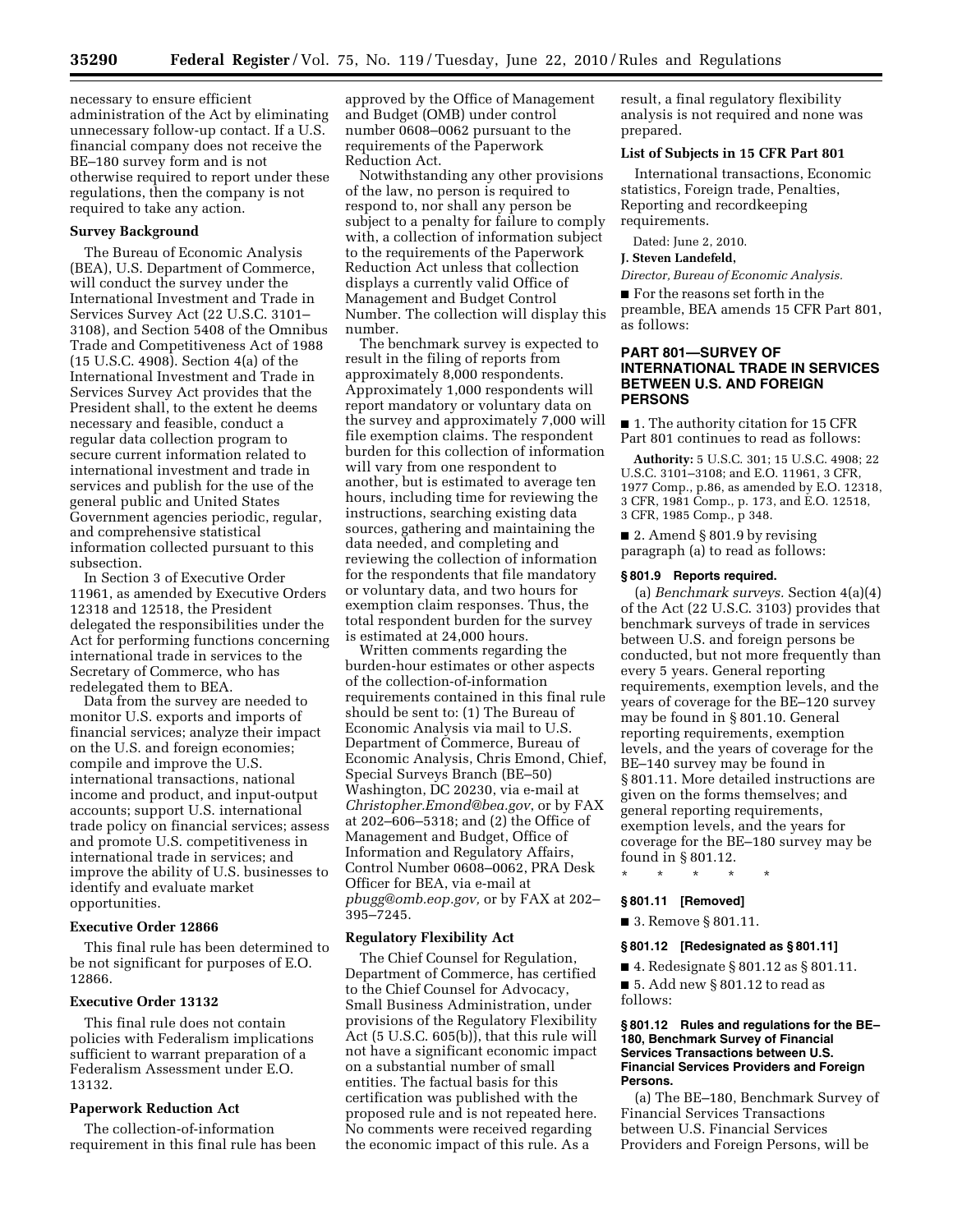necessary to ensure efficient administration of the Act by eliminating unnecessary follow-up contact. If a U.S. financial company does not receive the BE–180 survey form and is not otherwise required to report under these regulations, then the company is not required to take any action.

**Survey Background**

The Bureau of Economic Analysis (BEA), U.S. Department of Commerce, will conduct the survey under the International Investment and Trade in Services Survey Act (22 U.S.C. 3101–3108), and Section 5408 of the Omnibus Trade and Competitiveness Act of 1988 (15 U.S.C. 4908). Section 4(a) of the International Investment and Trade in Services Survey Act provides that the President shall, to the extent he deems necessary and feasible, conduct a regular data collection program to secure current information related to international investment and trade in services and publish for the use of the general public and United States Government agencies periodic, regular, and comprehensive statistical information collected pursuant to this subsection.

In Section 3 of Executive Order 11961, as amended by Executive Orders 12318 and 12518, the President delegated the responsibilities under the Act for performing functions concerning international trade in services to the Secretary of Commerce, who has redelegated them to BEA.

Data from the survey are needed to monitor U.S. exports and imports of financial services; analyze their impact on the U.S. and foreign economies; compile and improve the U.S. international transactions, national income and product, and input-output accounts; support U.S. international trade policy on financial services; assess and promote U.S. competitiveness in international trade in services; and improve the ability of U.S. businesses to identify and evaluate market opportunities.

**Executive Order 12866**

This final rule has been determined to be not significant for purposes of E.O. 12866.

**Executive Order 13132**

This final rule does not contain policies with Federalism implications sufficient to warrant preparation of a Federalism Assessment under E.O. 13132.

**Paperwork Reduction Act**

The collection-of-information requirement in this final rule has been approved by the Office of Management and Budget (OMB) under control number 0608–0062 pursuant to the requirements of the Paperwork Reduction Act.

Notwithstanding any other provisions of the law, no person is required to respond to, nor shall any person be subject to a penalty for failure to comply with, a collection of information subject to the requirements of the Paperwork Reduction Act unless that collection displays a currently valid Office of Management and Budget Control Number. The collection will display this number.

The benchmark survey is expected to result in the filing of reports from approximately 8,000 respondents. Approximately 1,000 respondents will report mandatory or voluntary data on the survey and approximately 7,000 will file exemption claims. The respondent burden for this collection of information will vary from one respondent to another, but is estimated to average ten hours, including time for reviewing the instructions, searching existing data sources, gathering and maintaining the data needed, and completing and reviewing the collection of information for the respondents that file mandatory or voluntary data, and two hours for exemption claim responses. Thus, the total respondent burden for the survey is estimated at 24,000 hours.

Written comments regarding the burden-hour estimates or other aspects of the collection-of-information requirements contained in this final rule should be sent to: (1) The Bureau of Economic Analysis via mail to U.S. Department of Commerce, Bureau of Economic Analysis, Chris Emond, Chief, Special Surveys Branch (BE–50) Washington, DC 20230, via e-mail at *Christopher.Emond@bea.gov*, or by FAX at 202–606–5318; and (2) the Office of Management and Budget, Office of Information and Regulatory Affairs, Control Number 0608–0062, PRA Desk Officer for BEA, via e-mail at *pbugg@omb.eop.gov,* or by FAX at 202–395–7245.

**Regulatory Flexibility Act**

The Chief Counsel for Regulation, Department of Commerce, has certified to the Chief Counsel for Advocacy, Small Business Administration, under provisions of the Regulatory Flexibility Act (5 U.S.C. 605(b)), that this rule will not have a significant economic impact on a substantial number of small entities. The factual basis for this certification was published with the proposed rule and is not repeated here. No comments were received regarding the economic impact of this rule. As a result, a final regulatory flexibility analysis is not required and none was prepared.

**List of Subjects in 15 CFR Part 801**

International transactions, Economic statistics, Foreign trade, Penalties, Reporting and recordkeeping requirements.

Dated: June 2, 2010.

**J. Steven Landefeld,**

*Director, Bureau of Economic Analysis.*

■ For the reasons set forth in the preamble, BEA amends 15 CFR Part 801, as follows:

**PART 801—SURVEY OF INTERNATIONAL TRADE IN SERVICES BETWEEN U.S. AND FOREIGN PERSONS**

■ 1. The authority citation for 15 CFR Part 801 continues to read as follows:

**Authority:** 5 U.S.C. 301; 15 U.S.C. 4908; 22 U.S.C. 3101–3108; and E.O. 11961, 3 CFR, 1977 Comp., p.86, as amended by E.O. 12318, 3 CFR, 1981 Comp., p. 173, and E.O. 12518, 3 CFR, 1985 Comp., p 348.

■ 2. Amend § 801.9 by revising paragraph (a) to read as follows:

**§ 801.9 Reports required.**

(a) *Benchmark surveys.* Section 4(a)(4) of the Act (22 U.S.C. 3103) provides that benchmark surveys of trade in services between U.S. and foreign persons be conducted, but not more frequently than every 5 years. General reporting requirements, exemption levels, and the years of coverage for the BE–120 survey may be found in § 801.10. General reporting requirements, exemption levels, and the years of coverage for the BE–140 survey may be found in § 801.11. More detailed instructions are given on the forms themselves; and general reporting requirements, exemption levels, and the years for coverage for the BE–180 survey may be found in § 801.12.

\* \* \* \* \*

**§ 801.11 [Removed]**

■ 3. Remove § 801.11.

**§ 801.12 [Redesignated as § 801.11]**

■ 4. Redesignate § 801.12 as § 801.11.

■ 5. Add new § 801.12 to read as follows:

**§ 801.12 Rules and regulations for the BE–180, Benchmark Survey of Financial Services Transactions between U.S. Financial Services Providers and Foreign Persons.**

(a) The BE–180, Benchmark Survey of Financial Services Transactions between U.S. Financial Services Providers and Foreign Persons, will be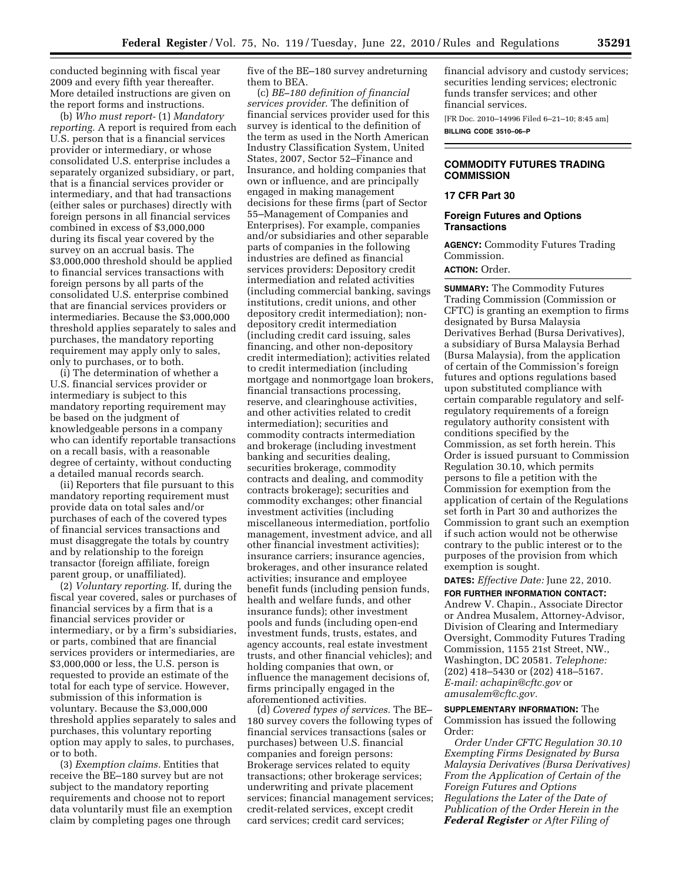conducted beginning with fiscal year 2009 and every fifth year thereafter. More detailed instructions are given on the report forms and instructions.

(b) *Who must report-* (1) *Mandatory reporting.* A report is required from each U.S. person that is a financial services provider or intermediary, or whose consolidated U.S. enterprise includes a separately organized subsidiary, or part, that is a financial services provider or intermediary, and that had transactions (either sales or purchases) directly with foreign persons in all financial services combined in excess of $3,000,000 during its fiscal year covered by the survey on an accrual basis. The $3,000,000 threshold should be applied to financial services transactions with foreign persons by all parts of the consolidated U.S. enterprise combined that are financial services providers or intermediaries. Because the $3,000,000 threshold applies separately to sales and purchases, the mandatory reporting requirement may apply only to sales, only to purchases, or to both.

(i) The determination of whether a U.S. financial services provider or intermediary is subject to this mandatory reporting requirement may be based on the judgment of knowledgeable persons in a company who can identify reportable transactions on a recall basis, with a reasonable degree of certainty, without conducting a detailed manual records search.

(ii) Reporters that file pursuant to this mandatory reporting requirement must provide data on total sales and/or purchases of each of the covered types of financial services transactions and must disaggregate the totals by country and by relationship to the foreign transactor (foreign affiliate, foreign parent group, or unaffiliated).

(2) *Voluntary reporting.* If, during the fiscal year covered, sales or purchases of financial services by a firm that is a financial services provider or intermediary, or by a firm's subsidiaries, or parts, combined that are financial services providers or intermediaries, are $3,000,000 or less, the U.S. person is requested to provide an estimate of the total for each type of service. However, submission of this information is voluntary. Because the $3,000,000 threshold applies separately to sales and purchases, this voluntary reporting option may apply to sales, to purchases, or to both.

(3) *Exemption claims.* Entities that receive the BE–180 survey but are not subject to the mandatory reporting requirements and choose not to report data voluntarily must file an exemption claim by completing pages one through five of the BE–180 survey andreturning them to BEA.

(c) *BE–180 definition of financial services provider.* The definition of financial services provider used for this survey is identical to the definition of the term as used in the North American Industry Classification System, United States, 2007, Sector 52–Finance and Insurance, and holding companies that own or influence, and are principally engaged in making management decisions for these firms (part of Sector 55–Management of Companies and Enterprises). For example, companies and/or subsidiaries and other separable parts of companies in the following industries are defined as financial services providers: Depository credit intermediation and related activities (including commercial banking, savings institutions, credit unions, and other depository credit intermediation); non-depository credit intermediation (including credit card issuing, sales financing, and other non-depository credit intermediation); activities related to credit intermediation (including mortgage and nonmortgage loan brokers, financial transactions processing, reserve, and clearinghouse activities, and other activities related to credit intermediation); securities and commodity contracts intermediation and brokerage (including investment banking and securities dealing, securities brokerage, commodity contracts and dealing, and commodity contracts brokerage); securities and commodity exchanges; other financial investment activities (including miscellaneous intermediation, portfolio management, investment advice, and all other financial investment activities); insurance carriers; insurance agencies, brokerages, and other insurance related activities; insurance and employee benefit funds (including pension funds, health and welfare funds, and other insurance funds); other investment pools and funds (including open-end investment funds, trusts, estates, and agency accounts, real estate investment trusts, and other financial vehicles); and holding companies that own, or influence the management decisions of, firms principally engaged in the aforementioned activities.

(d) *Covered types of services.* The BE–180 survey covers the following types of financial services transactions (sales or purchases) between U.S. financial companies and foreign persons: Brokerage services related to equity transactions; other brokerage services; underwriting and private placement services; financial management services; credit-related services, except credit card services; credit card services; financial advisory and custody services; securities lending services; electronic funds transfer services; and other financial services.

[FR Doc. 2010–14996 Filed 6–21–10; 8:45 am]

**BILLING CODE 3510–06–P**

## COMMODITY FUTURES TRADING COMMISSION

## 17 CFR Part 30

## Foreign Futures and Options Transactions

**AGENCY:** Commodity Futures Trading Commission.

**ACTION:** Order.

**SUMMARY:** The Commodity Futures Trading Commission (Commission or CFTC) is granting an exemption to firms designated by Bursa Malaysia Derivatives Berhad (Bursa Derivatives), a subsidiary of Bursa Malaysia Berhad (Bursa Malaysia), from the application of certain of the Commission's foreign futures and options regulations based upon substituted compliance with certain comparable regulatory and self-regulatory requirements of a foreign regulatory authority consistent with conditions specified by the Commission, as set forth herein. This Order is issued pursuant to Commission Regulation 30.10, which permits persons to file a petition with the Commission for exemption from the application of certain of the Regulations set forth in Part 30 and authorizes the Commission to grant such an exemption if such action would not be otherwise contrary to the public interest or to the purposes of the provision from which exemption is sought.

**DATES:** *Effective Date:* June 22, 2010.

**FOR FURTHER INFORMATION CONTACT:** Andrew V. Chapin., Associate Director or Andrea Musalem, Attorney-Advisor, Division of Clearing and Intermediary Oversight, Commodity Futures Trading Commission, 1155 21st Street, NW., Washington, DC 20581. *Telephone:* (202) 418–5430 or (202) 418–5167. *E-mail: achapin@cftc.gov* or *amusalem@cftc.gov.*

**SUPPLEMENTARY INFORMATION:** The Commission has issued the following Order:

*Order Under CFTC Regulation 30.10 Exempting Firms Designated by Bursa Malaysia Derivatives (Bursa Derivatives) From the Application of Certain of the Foreign Futures and Options Regulations the Later of the Date of Publication of the Order Herein in the* ***Federal Register*** *or After Filing of*